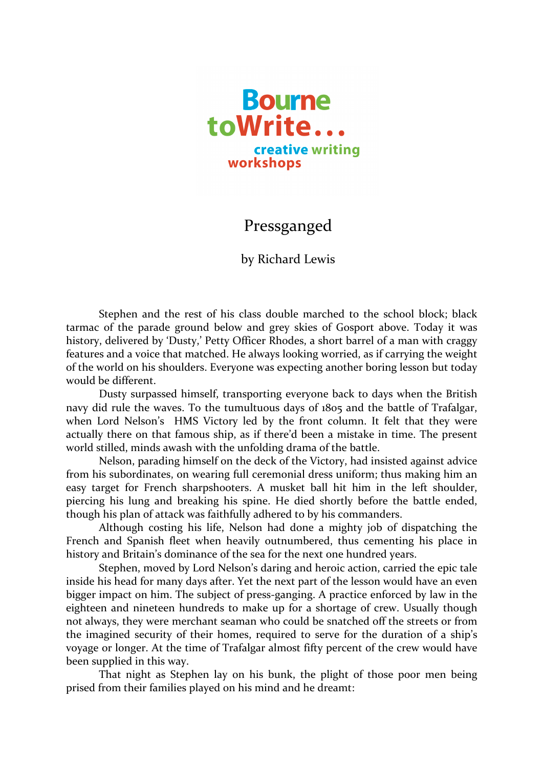Bourne toWrite...
creative writing workshops

# Pressganged

by Richard Lewis

Stephen and the rest of his class double marched to the school block; black tarmac of the parade ground below and grey skies of Gosport above. Today it was history, delivered by 'Dusty,' Petty Officer Rhodes, a short barrel of a man with craggy features and a voice that matched. He always looking worried, as if carrying the weight of the world on his shoulders. Everyone was expecting another boring lesson but today would be different.

Dusty surpassed himself, transporting everyone back to days when the British navy did rule the waves. To the tumultuous days of 1805 and the battle of Trafalgar, when Lord Nelson's HMS Victory led by the front column. It felt that they were actually there on that famous ship, as if there'd been a mistake in time. The present world stilled, minds awash with the unfolding drama of the battle.

Nelson, parading himself on the deck of the Victory, had insisted against advice from his subordinates, on wearing full ceremonial dress uniform; thus making him an easy target for French sharpshooters. A musket ball hit him in the left shoulder, piercing his lung and breaking his spine. He died shortly before the battle ended, though his plan of attack was faithfully adhered to by his commanders.

Although costing his life, Nelson had done a mighty job of dispatching the French and Spanish fleet when heavily outnumbered, thus cementing his place in history and Britain's dominance of the sea for the next one hundred years.

Stephen, moved by Lord Nelson's daring and heroic action, carried the epic tale inside his head for many days after. Yet the next part of the lesson would have an even bigger impact on him. The subject of press-ganging. A practice enforced by law in the eighteen and nineteen hundreds to make up for a shortage of crew. Usually though not always, they were merchant seaman who could be snatched off the streets or from the imagined security of their homes, required to serve for the duration of a ship's voyage or longer. At the time of Trafalgar almost fifty percent of the crew would have been supplied in this way.

That night as Stephen lay on his bunk, the plight of those poor men being prised from their families played on his mind and he dreamt: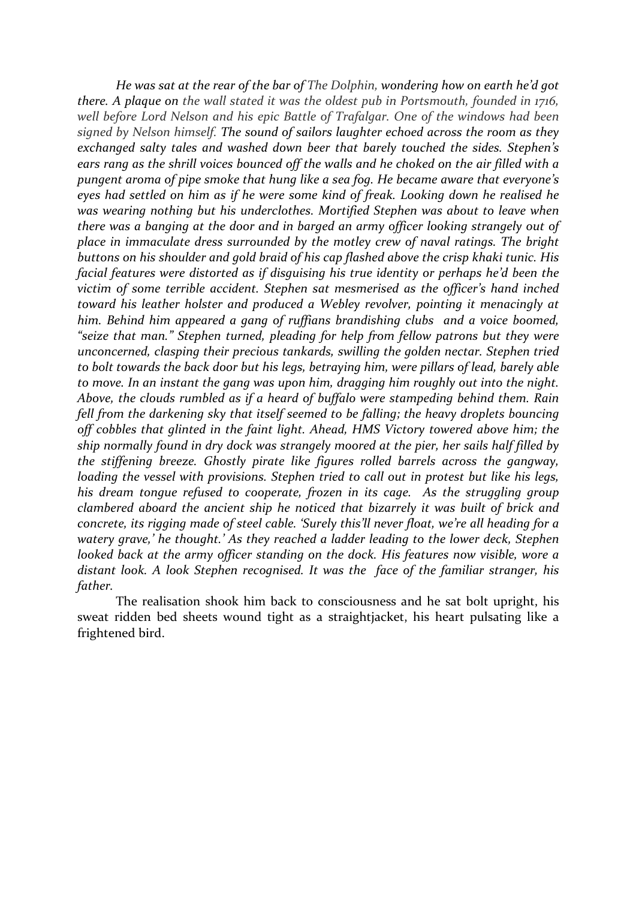*He was sat at the rear of the bar of The Dolphin, wondering how on earth he'd got there. A plaque on the wall stated it was the oldest pub in Portsmouth, founded in 1716, well before Lord Nelson and his epic Battle of Trafalgar. One of the windows had been signed by Nelson himself. The sound of sailors laughter echoed across the room as they exchanged salty tales and washed down beer that barely touched the sides. Stephen's ears rang as the shrill voices bounced off the walls and he choked on the air filled with a pungent aroma of pipe smoke that hung like a sea fog. He became aware that everyone's eyes had settled on him as if he were some kind of freak. Looking down he realised he was wearing nothing but his underclothes. Mortified Stephen was about to leave when there was a banging at the door and in barged an army officer looking strangely out of place in immaculate dress surrounded by the motley crew of naval ratings. The bright buttons on his shoulder and gold braid of his cap flashed above the crisp khaki tunic. His facial features were distorted as if disguising his true identity or perhaps he'd been the victim of some terrible accident. Stephen sat mesmerised as the officer's hand inched toward his leather holster and produced a Webley revolver, pointing it menacingly at him. Behind him appeared a gang of ruffians brandishing clubs and a voice boomed, "seize that man." Stephen turned, pleading for help from fellow patrons but they were unconcerned, clasping their precious tankards, swilling the golden nectar. Stephen tried to bolt towards the back door but his legs, betraying him, were pillars of lead, barely able to move. In an instant the gang was upon him, dragging him roughly out into the night. Above, the clouds rumbled as if a heard of buffalo were stampeding behind them. Rain fell from the darkening sky that itself seemed to be falling; the heavy droplets bouncing off cobbles that glinted in the faint light. Ahead, HMS Victory towered above him; the ship normally found in dry dock was strangely moored at the pier, her sails half filled by the stiffening breeze. Ghostly pirate like figures rolled barrels across the gangway, loading the vessel with provisions. Stephen tried to call out in protest but like his legs, his dream tongue refused to cooperate, frozen in its cage. As the struggling group clambered aboard the ancient ship he noticed that bizarrely it was built of brick and concrete, its rigging made of steel cable. 'Surely this'll never float, we're all heading for a watery grave,' he thought.' As they reached a ladder leading to the lower deck, Stephen looked back at the army officer standing on the dock. His features now visible, wore a distant look. A look Stephen recognised. It was the face of the familiar stranger, his father.*

The realisation shook him back to consciousness and he sat bolt upright, his sweat ridden bed sheets wound tight as a straightjacket, his heart pulsating like a frightened bird.